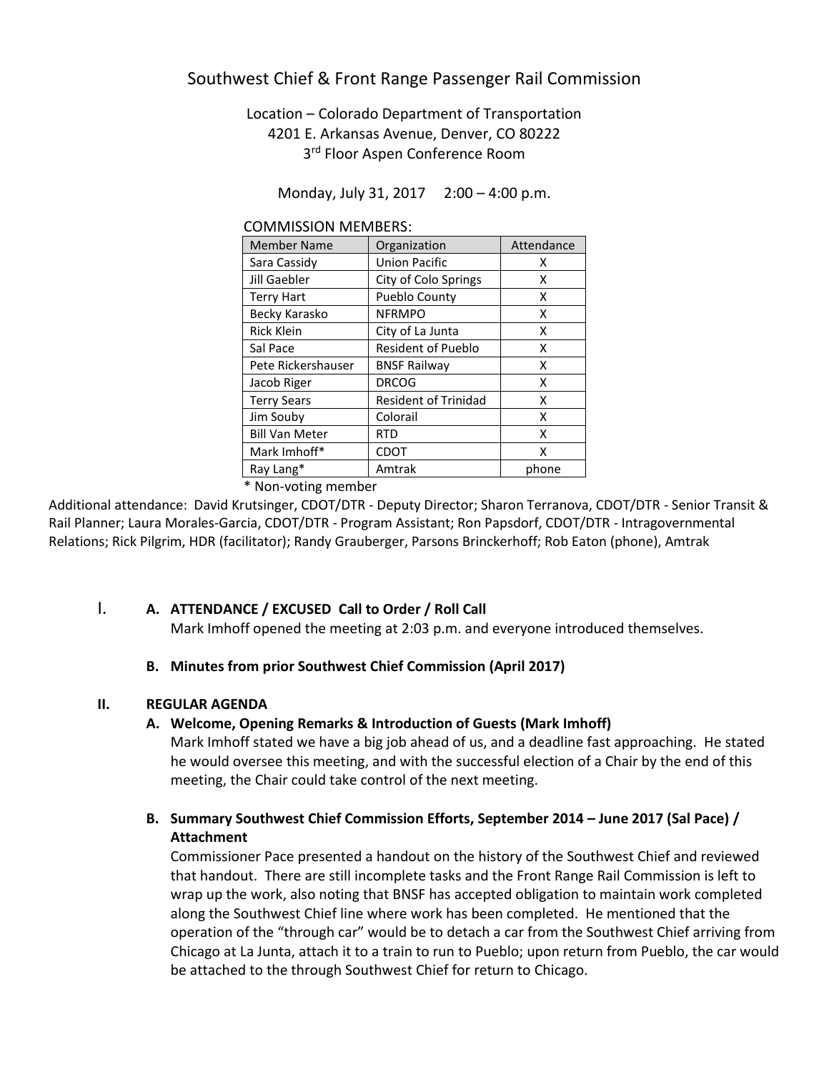# Southwest Chief & Front Range Passenger Rail Commission

Location – Colorado Department of Transportation
4201 E. Arkansas Avenue, Denver, CO 80222
3rd Floor Aspen Conference Room

Monday, July 31, 2017     2:00 – 4:00 p.m.

COMMISSION MEMBERS:

| Member Name | Organization | Attendance |
|---|---|---|
| Sara Cassidy | Union Pacific | X |
| Jill Gaebler | City of Colo Springs | X |
| Terry Hart | Pueblo County | X |
| Becky Karasko | NFRMPO | X |
| Rick Klein | City of La Junta | X |
| Sal Pace | Resident of Pueblo | X |
| Pete Rickershauser | BNSF Railway | X |
| Jacob Riger | DRCOG | X |
| Terry Sears | Resident of Trinidad | X |
| Jim Souby | Colorail | X |
| Bill Van Meter | RTD | X |
| Mark Imhoff* | CDOT | X |
| Ray Lang* | Amtrak | phone |

\* Non-voting member

Additional attendance: David Krutsinger, CDOT/DTR - Deputy Director; Sharon Terranova, CDOT/DTR - Senior Transit & Rail Planner; Laura Morales-Garcia, CDOT/DTR - Program Assistant; Ron Papsdorf, CDOT/DTR - Intragovernmental Relations; Rick Pilgrim, HDR (facilitator); Randy Grauberger, Parsons Brinckerhoff; Rob Eaton (phone), Amtrak

## I. A. ATTENDANCE / EXCUSED Call to Order / Roll Call

Mark Imhoff opened the meeting at 2:03 p.m. and everyone introduced themselves.

### B. Minutes from prior Southwest Chief Commission (April 2017)

## II. REGULAR AGENDA

### A. Welcome, Opening Remarks & Introduction of Guests (Mark Imhoff)

Mark Imhoff stated we have a big job ahead of us, and a deadline fast approaching. He stated he would oversee this meeting, and with the successful election of a Chair by the end of this meeting, the Chair could take control of the next meeting.

### B. Summary Southwest Chief Commission Efforts, September 2014 – June 2017 (Sal Pace) / Attachment

Commissioner Pace presented a handout on the history of the Southwest Chief and reviewed that handout. There are still incomplete tasks and the Front Range Rail Commission is left to wrap up the work, also noting that BNSF has accepted obligation to maintain work completed along the Southwest Chief line where work has been completed. He mentioned that the operation of the "through car" would be to detach a car from the Southwest Chief arriving from Chicago at La Junta, attach it to a train to run to Pueblo; upon return from Pueblo, the car would be attached to the through Southwest Chief for return to Chicago.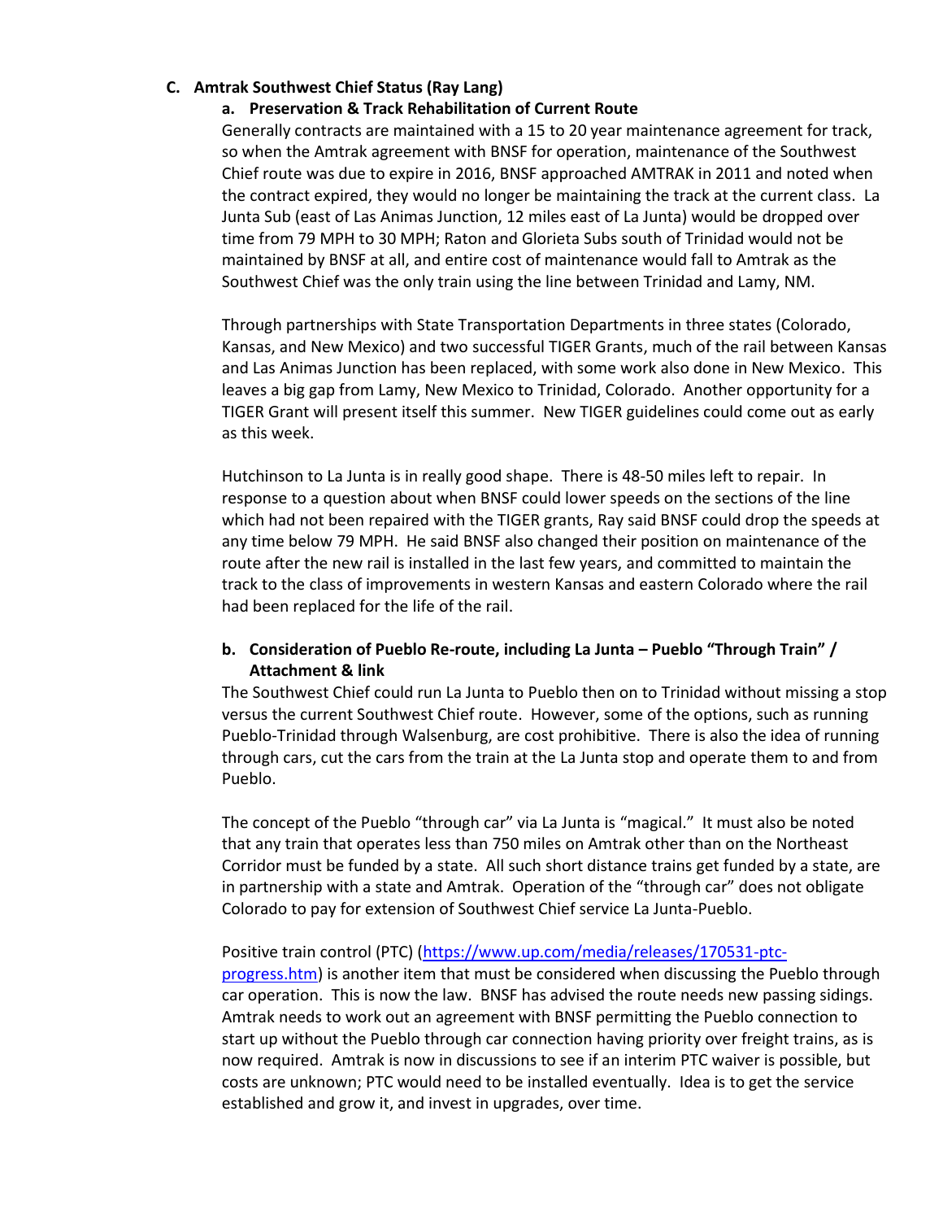## C. Amtrak Southwest Chief Status (Ray Lang)

### a. Preservation & Track Rehabilitation of Current Route

Generally contracts are maintained with a 15 to 20 year maintenance agreement for track, so when the Amtrak agreement with BNSF for operation, maintenance of the Southwest Chief route was due to expire in 2016, BNSF approached AMTRAK in 2011 and noted when the contract expired, they would no longer be maintaining the track at the current class. La Junta Sub (east of Las Animas Junction, 12 miles east of La Junta) would be dropped over time from 79 MPH to 30 MPH; Raton and Glorieta Subs south of Trinidad would not be maintained by BNSF at all, and entire cost of maintenance would fall to Amtrak as the Southwest Chief was the only train using the line between Trinidad and Lamy, NM.

Through partnerships with State Transportation Departments in three states (Colorado, Kansas, and New Mexico) and two successful TIGER Grants, much of the rail between Kansas and Las Animas Junction has been replaced, with some work also done in New Mexico. This leaves a big gap from Lamy, New Mexico to Trinidad, Colorado. Another opportunity for a TIGER Grant will present itself this summer. New TIGER guidelines could come out as early as this week.

Hutchinson to La Junta is in really good shape. There is 48-50 miles left to repair. In response to a question about when BNSF could lower speeds on the sections of the line which had not been repaired with the TIGER grants, Ray said BNSF could drop the speeds at any time below 79 MPH. He said BNSF also changed their position on maintenance of the route after the new rail is installed in the last few years, and committed to maintain the track to the class of improvements in western Kansas and eastern Colorado where the rail had been replaced for the life of the rail.

### b. Consideration of Pueblo Re-route, including La Junta – Pueblo "Through Train" / Attachment & link

The Southwest Chief could run La Junta to Pueblo then on to Trinidad without missing a stop versus the current Southwest Chief route. However, some of the options, such as running Pueblo-Trinidad through Walsenburg, are cost prohibitive. There is also the idea of running through cars, cut the cars from the train at the La Junta stop and operate them to and from Pueblo.

The concept of the Pueblo "through car" via La Junta is "magical." It must also be noted that any train that operates less than 750 miles on Amtrak other than on the Northeast Corridor must be funded by a state. All such short distance trains get funded by a state, are in partnership with a state and Amtrak. Operation of the "through car" does not obligate Colorado to pay for extension of Southwest Chief service La Junta-Pueblo.

Positive train control (PTC) (https://www.up.com/media/releases/170531-ptc-progress.htm) is another item that must be considered when discussing the Pueblo through car operation. This is now the law. BNSF has advised the route needs new passing sidings. Amtrak needs to work out an agreement with BNSF permitting the Pueblo connection to start up without the Pueblo through car connection having priority over freight trains, as is now required. Amtrak is now in discussions to see if an interim PTC waiver is possible, but costs are unknown; PTC would need to be installed eventually. Idea is to get the service established and grow it, and invest in upgrades, over time.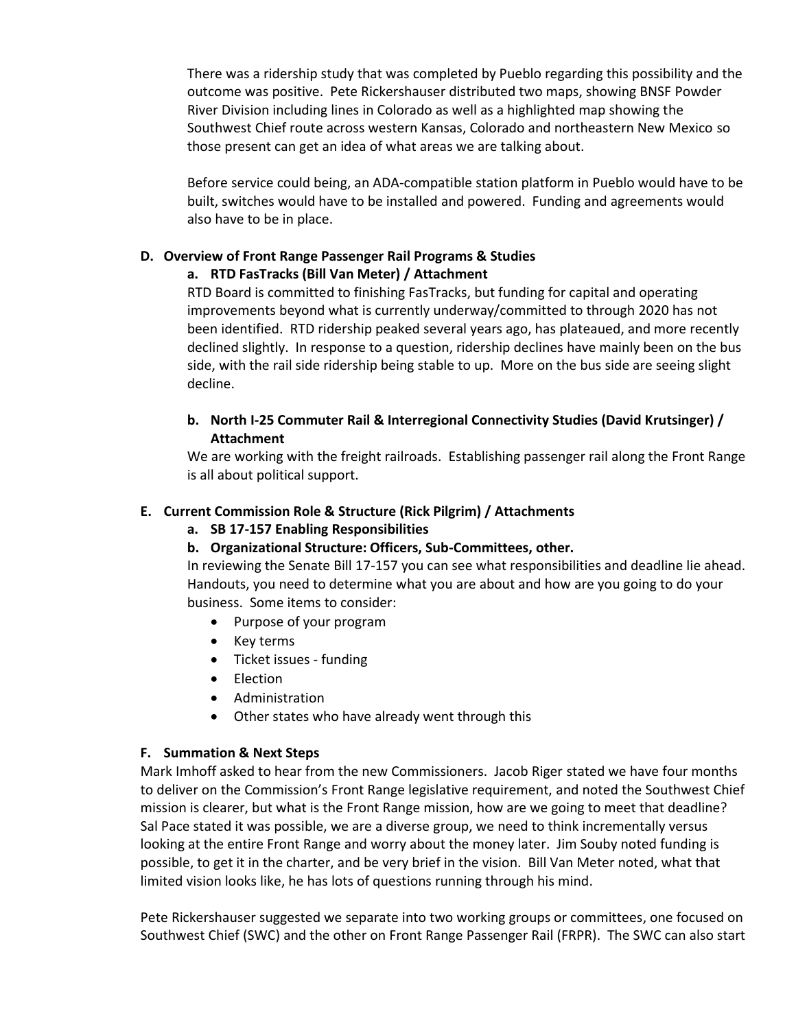There was a ridership study that was completed by Pueblo regarding this possibility and the outcome was positive. Pete Rickershauser distributed two maps, showing BNSF Powder River Division including lines in Colorado as well as a highlighted map showing the Southwest Chief route across western Kansas, Colorado and northeastern New Mexico so those present can get an idea of what areas we are talking about.

Before service could being, an ADA-compatible station platform in Pueblo would have to be built, switches would have to be installed and powered. Funding and agreements would also have to be in place.

**D. Overview of Front Range Passenger Rail Programs & Studies**

**a. RTD FasTracks (Bill Van Meter) / Attachment**

RTD Board is committed to finishing FasTracks, but funding for capital and operating improvements beyond what is currently underway/committed to through 2020 has not been identified. RTD ridership peaked several years ago, has plateaued, and more recently declined slightly. In response to a question, ridership declines have mainly been on the bus side, with the rail side ridership being stable to up. More on the bus side are seeing slight decline.

**b. North I-25 Commuter Rail & Interregional Connectivity Studies (David Krutsinger) / Attachment**

We are working with the freight railroads. Establishing passenger rail along the Front Range is all about political support.

**E. Current Commission Role & Structure (Rick Pilgrim) / Attachments**

**a. SB 17-157 Enabling Responsibilities**

**b. Organizational Structure: Officers, Sub-Committees, other.**

In reviewing the Senate Bill 17-157 you can see what responsibilities and deadline lie ahead. Handouts, you need to determine what you are about and how are you going to do your business. Some items to consider:

- Purpose of your program
- Key terms
- Ticket issues - funding
- Election
- Administration
- Other states who have already went through this

**F. Summation & Next Steps**

Mark Imhoff asked to hear from the new Commissioners. Jacob Riger stated we have four months to deliver on the Commission's Front Range legislative requirement, and noted the Southwest Chief mission is clearer, but what is the Front Range mission, how are we going to meet that deadline? Sal Pace stated it was possible, we are a diverse group, we need to think incrementally versus looking at the entire Front Range and worry about the money later. Jim Souby noted funding is possible, to get it in the charter, and be very brief in the vision. Bill Van Meter noted, what that limited vision looks like, he has lots of questions running through his mind.

Pete Rickershauser suggested we separate into two working groups or committees, one focused on Southwest Chief (SWC) and the other on Front Range Passenger Rail (FRPR). The SWC can also start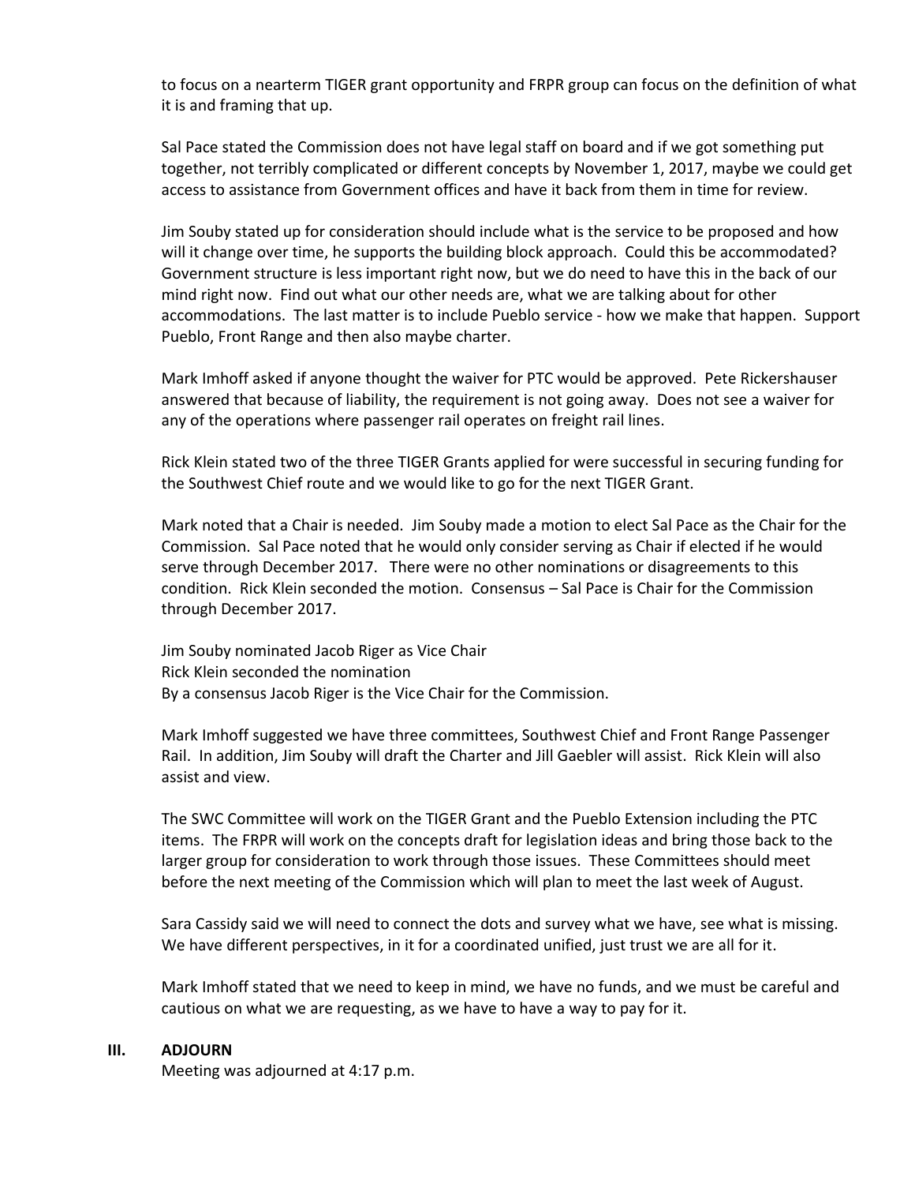to focus on a nearterm TIGER grant opportunity and FRPR group can focus on the definition of what it is and framing that up.

Sal Pace stated the Commission does not have legal staff on board and if we got something put together, not terribly complicated or different concepts by November 1, 2017, maybe we could get access to assistance from Government offices and have it back from them in time for review.

Jim Souby stated up for consideration should include what is the service to be proposed and how will it change over time, he supports the building block approach. Could this be accommodated? Government structure is less important right now, but we do need to have this in the back of our mind right now. Find out what our other needs are, what we are talking about for other accommodations. The last matter is to include Pueblo service - how we make that happen. Support Pueblo, Front Range and then also maybe charter.

Mark Imhoff asked if anyone thought the waiver for PTC would be approved. Pete Rickershauser answered that because of liability, the requirement is not going away. Does not see a waiver for any of the operations where passenger rail operates on freight rail lines.

Rick Klein stated two of the three TIGER Grants applied for were successful in securing funding for the Southwest Chief route and we would like to go for the next TIGER Grant.

Mark noted that a Chair is needed. Jim Souby made a motion to elect Sal Pace as the Chair for the Commission. Sal Pace noted that he would only consider serving as Chair if elected if he would serve through December 2017. There were no other nominations or disagreements to this condition. Rick Klein seconded the motion. Consensus – Sal Pace is Chair for the Commission through December 2017.

Jim Souby nominated Jacob Riger as Vice Chair
Rick Klein seconded the nomination
By a consensus Jacob Riger is the Vice Chair for the Commission.

Mark Imhoff suggested we have three committees, Southwest Chief and Front Range Passenger Rail. In addition, Jim Souby will draft the Charter and Jill Gaebler will assist. Rick Klein will also assist and view.

The SWC Committee will work on the TIGER Grant and the Pueblo Extension including the PTC items. The FRPR will work on the concepts draft for legislation ideas and bring those back to the larger group for consideration to work through those issues. These Committees should meet before the next meeting of the Commission which will plan to meet the last week of August.

Sara Cassidy said we will need to connect the dots and survey what we have, see what is missing. We have different perspectives, in it for a coordinated unified, just trust we are all for it.

Mark Imhoff stated that we need to keep in mind, we have no funds, and we must be careful and cautious on what we are requesting, as we have to have a way to pay for it.

## III. ADJOURN

Meeting was adjourned at 4:17 p.m.